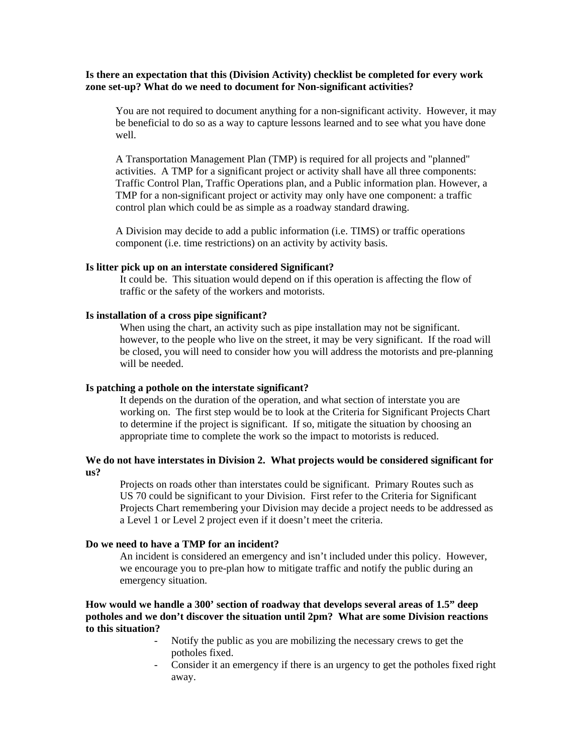**Is there an expectation that this (Division Activity) checklist be completed for every work zone set-up? What do we need to document for Non-significant activities?**

You are not required to document anything for a non-significant activity. However, it may be beneficial to do so as a way to capture lessons learned and to see what you have done well.

A Transportation Management Plan (TMP) is required for all projects and "planned" activities. A TMP for a significant project or activity shall have all three components: Traffic Control Plan, Traffic Operations plan, and a Public information plan. However, a TMP for a non-significant project or activity may only have one component: a traffic control plan which could be as simple as a roadway standard drawing.

A Division may decide to add a public information (i.e. TIMS) or traffic operations component (i.e. time restrictions) on an activity by activity basis.

**Is litter pick up on an interstate considered Significant?**

It could be. This situation would depend on if this operation is affecting the flow of traffic or the safety of the workers and motorists.

**Is installation of a cross pipe significant?**

When using the chart, an activity such as pipe installation may not be significant. however, to the people who live on the street, it may be very significant. If the road will be closed, you will need to consider how you will address the motorists and pre-planning will be needed.

**Is patching a pothole on the interstate significant?**

It depends on the duration of the operation, and what section of interstate you are working on. The first step would be to look at the Criteria for Significant Projects Chart to determine if the project is significant. If so, mitigate the situation by choosing an appropriate time to complete the work so the impact to motorists is reduced.

**We do not have interstates in Division 2. What projects would be considered significant for us?**

Projects on roads other than interstates could be significant. Primary Routes such as US 70 could be significant to your Division. First refer to the Criteria for Significant Projects Chart remembering your Division may decide a project needs to be addressed as a Level 1 or Level 2 project even if it doesn't meet the criteria.

**Do we need to have a TMP for an incident?**

An incident is considered an emergency and isn't included under this policy. However, we encourage you to pre-plan how to mitigate traffic and notify the public during an emergency situation.

**How would we handle a 300' section of roadway that develops several areas of 1.5" deep potholes and we don't discover the situation until 2pm? What are some Division reactions to this situation?**

- Notify the public as you are mobilizing the necessary crews to get the potholes fixed.
- Consider it an emergency if there is an urgency to get the potholes fixed right away.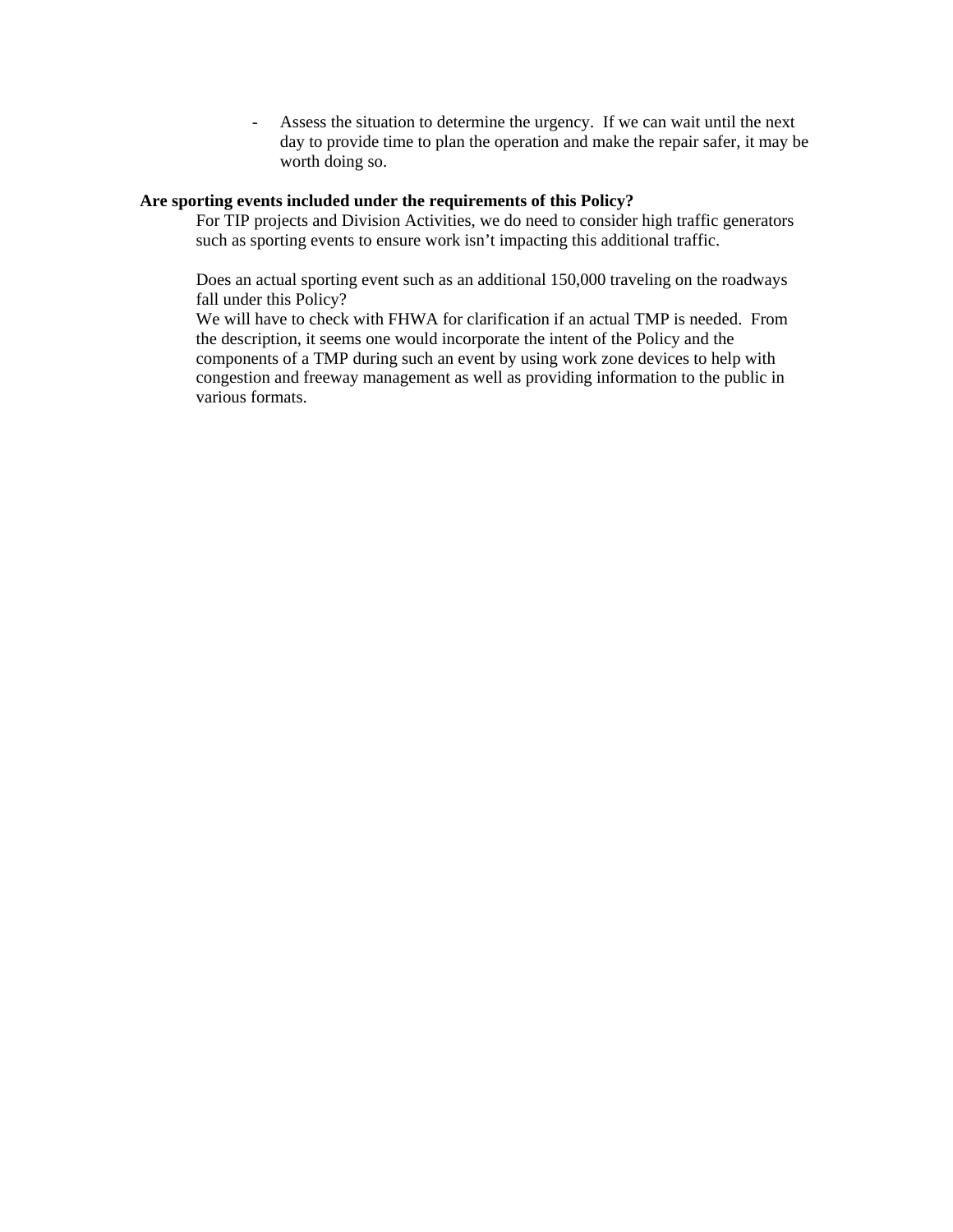- Assess the situation to determine the urgency. If we can wait until the next day to provide time to plan the operation and make the repair safer, it may be worth doing so.

**Are sporting events included under the requirements of this Policy?**

For TIP projects and Division Activities, we do need to consider high traffic generators such as sporting events to ensure work isn't impacting this additional traffic.

Does an actual sporting event such as an additional 150,000 traveling on the roadways fall under this Policy?
We will have to check with FHWA for clarification if an actual TMP is needed. From the description, it seems one would incorporate the intent of the Policy and the components of a TMP during such an event by using work zone devices to help with congestion and freeway management as well as providing information to the public in various formats.